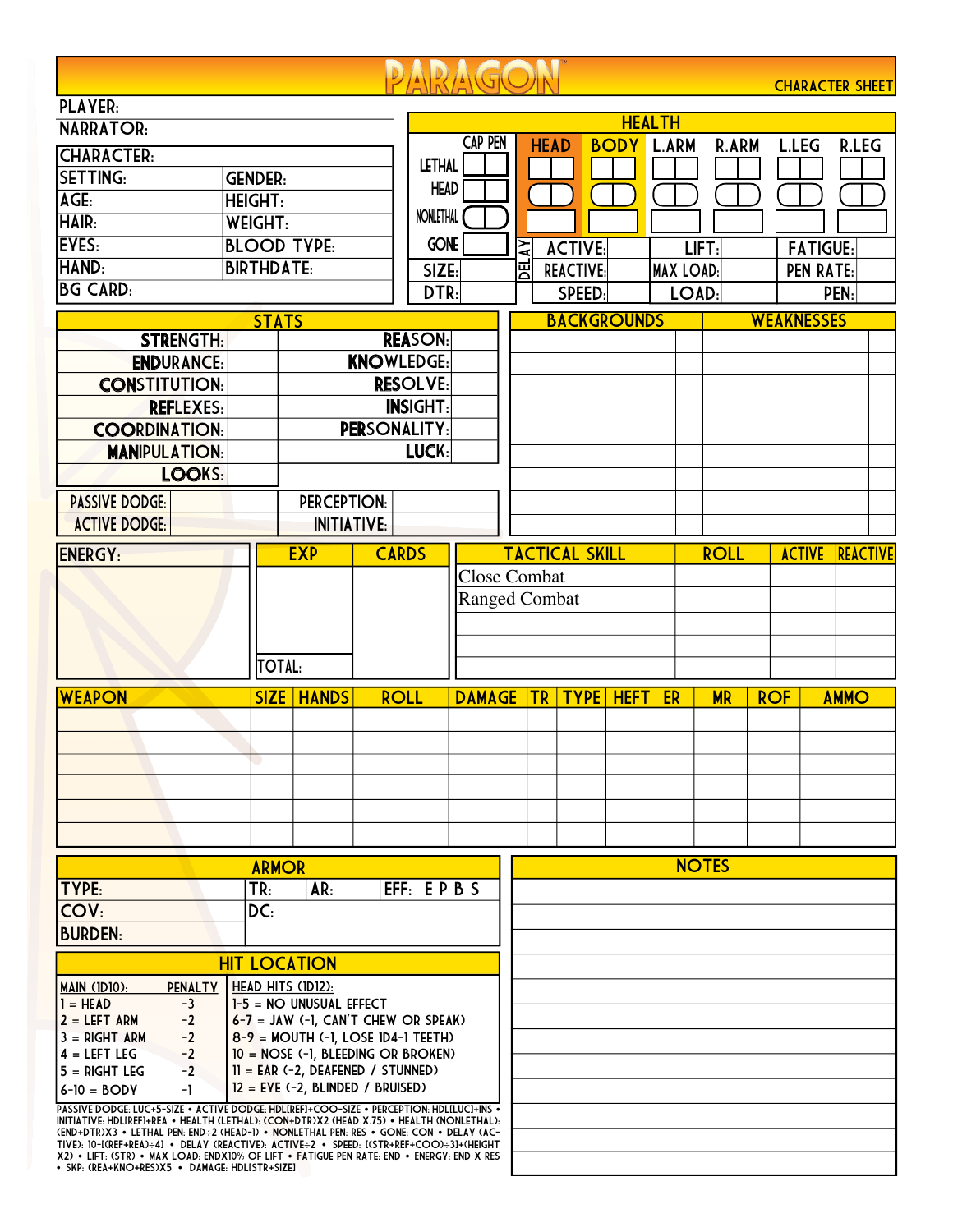# PARAGON™

CHARACTER SHEET

PLAYER:

NARRATOR:

| CHARACTER: | |
|---|---|
| SETTING: | GENDER: |
| AGE: | HEIGHT: |
| HAIR: | WEIGHT: |
| EYES: | BLOOD TYPE: |
| HAND: | BIRTHDATE: |
| BG CARD: | |

## HEALTH

| | CAP PEN | HEAD | BODY | L.ARM | R.ARM | L.LEG | R.LEG |
|---|---|---|---|---|---|---|---|
| LETHAL | | | | | | | |
| HEAD | | | | | | | |
| NONLETHAL | | | | | | | |
| GONE | | | | | | | |

| SIZE: | DELAY: ACTIVE: | LIFT: | FATIGUE: |
|---|---|---|---|
| DTR: | REACTIVE: | MAX LOAD: | PEN RATE: |
| | SPEED: | LOAD: | PEN: |

## STATS

| | | | |
|---|---|---|---|
| STRENGTH: | | REASON: | |
| ENDURANCE: | | KNOWLEDGE: | |
| CONSTITUTION: | | RESOLVE: | |
| REFLEXES: | | INSIGHT: | |
| COORDINATION: | | PERSONALITY: | |
| MANIPULATION: | | LUCK: | |
| LOOKS: | | | |
| PASSIVE DODGE: | | PERCEPTION: | |
| ACTIVE DODGE: | | INITIATIVE: | |

| BACKGROUNDS | | WEAKNESSES | |
|---|---|---|---|
| | | | |
| | | | |
| | | | |
| | | | |
| | | | |
| | | | |
| | | | |
| | | | |
| | | | |

ENERGY:

| EXP | CARDS |
|---|---|
| | |
| TOTAL: | |

| TACTICAL SKILL | ROLL | ACTIVE | REACTIVE |
|---|---|---|---|
| Close Combat | | | |
| Ranged Combat | | | |
| | | | |
| | | | |
| | | | |

| WEAPON | SIZE | HANDS | ROLL | DAMAGE | TR | TYPE | HEFT | ER | MR | ROF | AMMO |
|---|---|---|---|---|---|---|---|---|---|---|---|
| | | | | | | | | | | | |
| | | | | | | | | | | | |
| | | | | | | | | | | | |
| | | | | | | | | | | | |
| | | | | | | | | | | | |
| | | | | | | | | | | | |

## ARMOR

| TYPE: | TR: | AR: | EFF: E P B S |
|---|---|---|---|
| COV: | DC: | | |
| BURDEN: | | | |

## HIT LOCATION

| MAIN (1D10): | PENALTY | HEAD HITS (1D12): |
|---|---|---|
| 1 = HEAD | -3 | 1-5 = NO UNUSUAL EFFECT |
| 2 = LEFT ARM | -2 | 6-7 = JAW (-1, CAN'T CHEW OR SPEAK) |
| 3 = RIGHT ARM | -2 | 8-9 = MOUTH (-1, LOSE 1D4-1 TEETH) |
| 4 = LEFT LEG | -2 | 10 = NOSE (-1, BLEEDING OR BROKEN) |
| 5 = RIGHT LEG | -2 | 11 = EAR (-2, DEAFENED / STUNNED) |
| 6-10 = BODY | -1 | 12 = EYE (-2, BLINDED / BRUISED) |

PASSIVE DODGE: LUC+5-SIZE • ACTIVE DODGE: HDL[REF]+COO-SIZE • PERCEPTION: HDL[LUC]+INS • INITIATIVE: HDL[REF]+REA • HEALTH (LETHAL): (CON+DTR)X2 (HEAD X.75) • HEALTH (NONLETHAL): (END+DTR)X3 • LETHAL PEN: END÷2 (HEAD-1) • NONLETHAL PEN: RES • GONE: CON • DELAY (ACTIVE): 10-[(REF+REA)÷4] • DELAY (REACTIVE): ACTIVE÷2 • SPEED: [(STR+REF+COO)÷3]+(HEIGHT X2) • LIFT: (STR) • MAX LOAD: ENDX10% OF LIFT • FATIGUE PEN RATE: END • ENERGY: END X RES • SKP: (REA+KNO+RES)X5 • DAMAGE: HDL[STR+SIZE]

## NOTES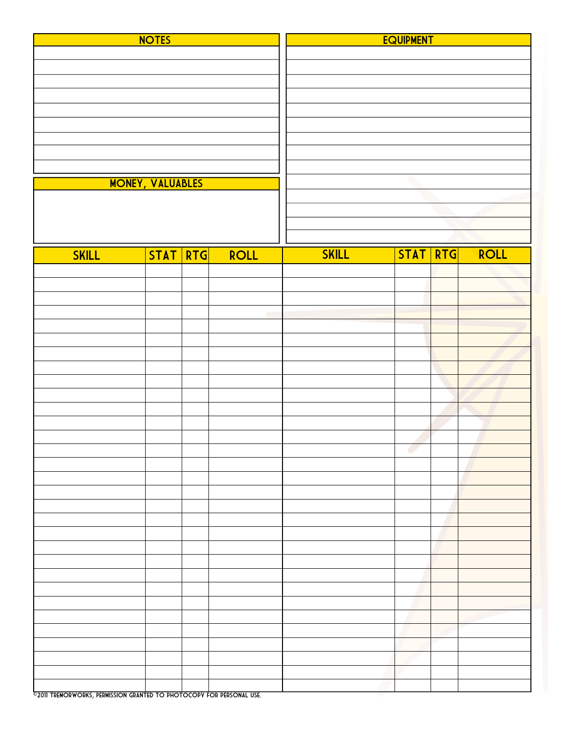## NOTES

## EQUIPMENT

## MONEY, VALUABLES

| SKILL | STAT | RTG | ROLL | SKILL | STAT | RTG | ROLL |
|---|---|---|---|---|---|---|---|
| | | | | | | | |

©2011 TREMORWORKS, PERMISSION GRANTED TO PHOTOCOPY FOR PERSONAL USE.